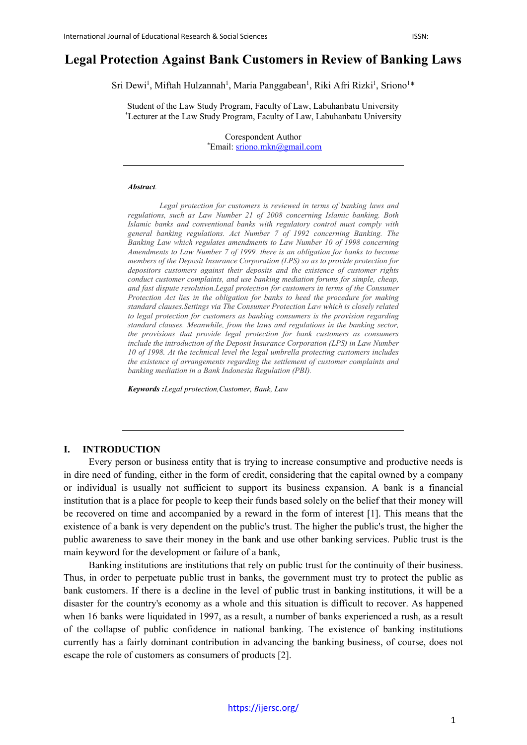# Legal Protection Against Bank Customers in Review of Banking Laws

Sri Dewi[1], Miftah Hulzannah[1], Maria Panggabean[1], Riki Afri Rizki[1], Sriono[1]*

Student of the Law Study Program, Faculty of Law, Labuhanbatu University
*Lecturer at the Law Study Program, Faculty of Law, Labuhanbatu University

Corespondent Author
*Email: sriono.mkn@gmail.com

***Abstract.***

*Legal protection for customers is reviewed in terms of banking laws and regulations, such as Law Number 21 of 2008 concerning Islamic banking. Both Islamic banks and conventional banks with regulatory control must comply with general banking regulations. Act Number 7 of 1992 concerning Banking. The Banking Law which regulates amendments to Law Number 10 of 1998 concerning Amendments to Law Number 7 of 1999. there is an obligation for banks to become members of the Deposit Insurance Corporation (LPS) so as to provide protection for depositors customers against their deposits and the existence of customer rights conduct customer complaints, and use banking mediation forums for simple, cheap, and fast dispute resolution.Legal protection for customers in terms of the Consumer Protection Act lies in the obligation for banks to heed the procedure for making standard clauses.Settings via The Consumer Protection Law which is closely related to legal protection for customers as banking consumers is the provision regarding standard clauses. Meanwhile, from the laws and regulations in the banking sector, the provisions that provide legal protection for bank customers as consumers include the introduction of the Deposit Insurance Corporation (LPS) in Law Number 10 of 1998. At the technical level the legal umbrella protecting customers includes the existence of arrangements regarding the settlement of customer complaints and banking mediation in a Bank Indonesia Regulation (PBI).*

***Keywords :****Legal protection,Customer, Bank, Law*

## I. INTRODUCTION

Every person or business entity that is trying to increase consumptive and productive needs is in dire need of funding, either in the form of credit, considering that the capital owned by a company or individual is usually not sufficient to support its business expansion. A bank is a financial institution that is a place for people to keep their funds based solely on the belief that their money will be recovered on time and accompanied by a reward in the form of interest [1]. This means that the existence of a bank is very dependent on the public's trust. The higher the public's trust, the higher the public awareness to save their money in the bank and use other banking services. Public trust is the main keyword for the development or failure of a bank,

Banking institutions are institutions that rely on public trust for the continuity of their business. Thus, in order to perpetuate public trust in banks, the government must try to protect the public as bank customers. If there is a decline in the level of public trust in banking institutions, it will be a disaster for the country's economy as a whole and this situation is difficult to recover. As happened when 16 banks were liquidated in 1997, as a result, a number of banks experienced a rush, as a result of the collapse of public confidence in national banking. The existence of banking institutions currently has a fairly dominant contribution in advancing the banking business, of course, does not escape the role of customers as consumers of products [2].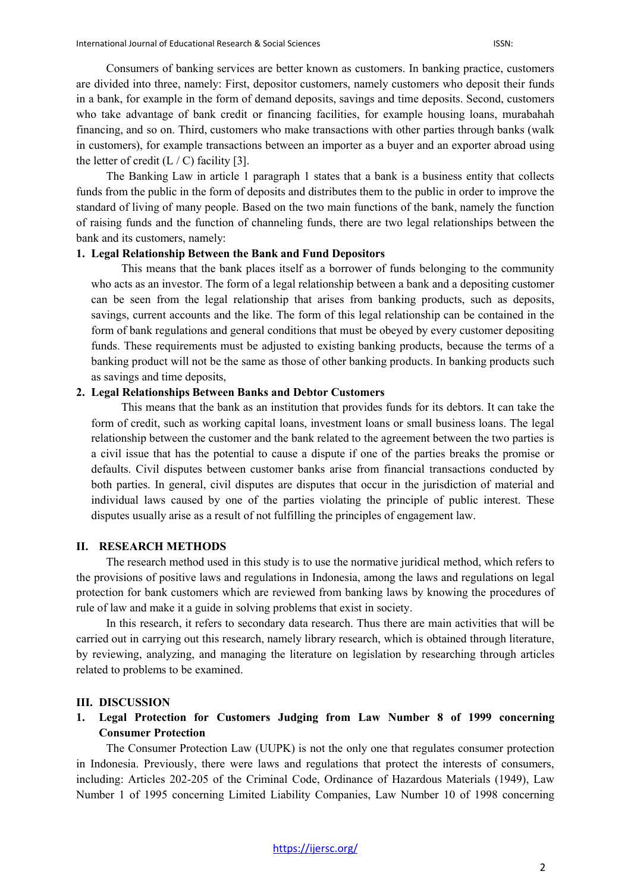Consumers of banking services are better known as customers. In banking practice, customers are divided into three, namely: First, depositor customers, namely customers who deposit their funds in a bank, for example in the form of demand deposits, savings and time deposits. Second, customers who take advantage of bank credit or financing facilities, for example housing loans, murabahah financing, and so on. Third, customers who make transactions with other parties through banks (walk in customers), for example transactions between an importer as a buyer and an exporter abroad using the letter of credit (L / C) facility [3].

The Banking Law in article 1 paragraph 1 states that a bank is a business entity that collects funds from the public in the form of deposits and distributes them to the public in order to improve the standard of living of many people. Based on the two main functions of the bank, namely the function of raising funds and the function of channeling funds, there are two legal relationships between the bank and its customers, namely:

**1. Legal Relationship Between the Bank and Fund Depositors**

This means that the bank places itself as a borrower of funds belonging to the community who acts as an investor. The form of a legal relationship between a bank and a depositing customer can be seen from the legal relationship that arises from banking products, such as deposits, savings, current accounts and the like. The form of this legal relationship can be contained in the form of bank regulations and general conditions that must be obeyed by every customer depositing funds. These requirements must be adjusted to existing banking products, because the terms of a banking product will not be the same as those of other banking products. In banking products such as savings and time deposits,

**2. Legal Relationships Between Banks and Debtor Customers**

This means that the bank as an institution that provides funds for its debtors. It can take the form of credit, such as working capital loans, investment loans or small business loans. The legal relationship between the customer and the bank related to the agreement between the two parties is a civil issue that has the potential to cause a dispute if one of the parties breaks the promise or defaults. Civil disputes between customer banks arise from financial transactions conducted by both parties. In general, civil disputes are disputes that occur in the jurisdiction of material and individual laws caused by one of the parties violating the principle of public interest. These disputes usually arise as a result of not fulfilling the principles of engagement law.

## II. RESEARCH METHODS

The research method used in this study is to use the normative juridical method, which refers to the provisions of positive laws and regulations in Indonesia, among the laws and regulations on legal protection for bank customers which are reviewed from banking laws by knowing the procedures of rule of law and make it a guide in solving problems that exist in society.

In this research, it refers to secondary data research. Thus there are main activities that will be carried out in carrying out this research, namely library research, which is obtained through literature, by reviewing, analyzing, and managing the literature on legislation by researching through articles related to problems to be examined.

## III. DISCUSSION

### 1. Legal Protection for Customers Judging from Law Number 8 of 1999 concerning Consumer Protection

The Consumer Protection Law (UUPK) is not the only one that regulates consumer protection in Indonesia. Previously, there were laws and regulations that protect the interests of consumers, including: Articles 202-205 of the Criminal Code, Ordinance of Hazardous Materials (1949), Law Number 1 of 1995 concerning Limited Liability Companies, Law Number 10 of 1998 concerning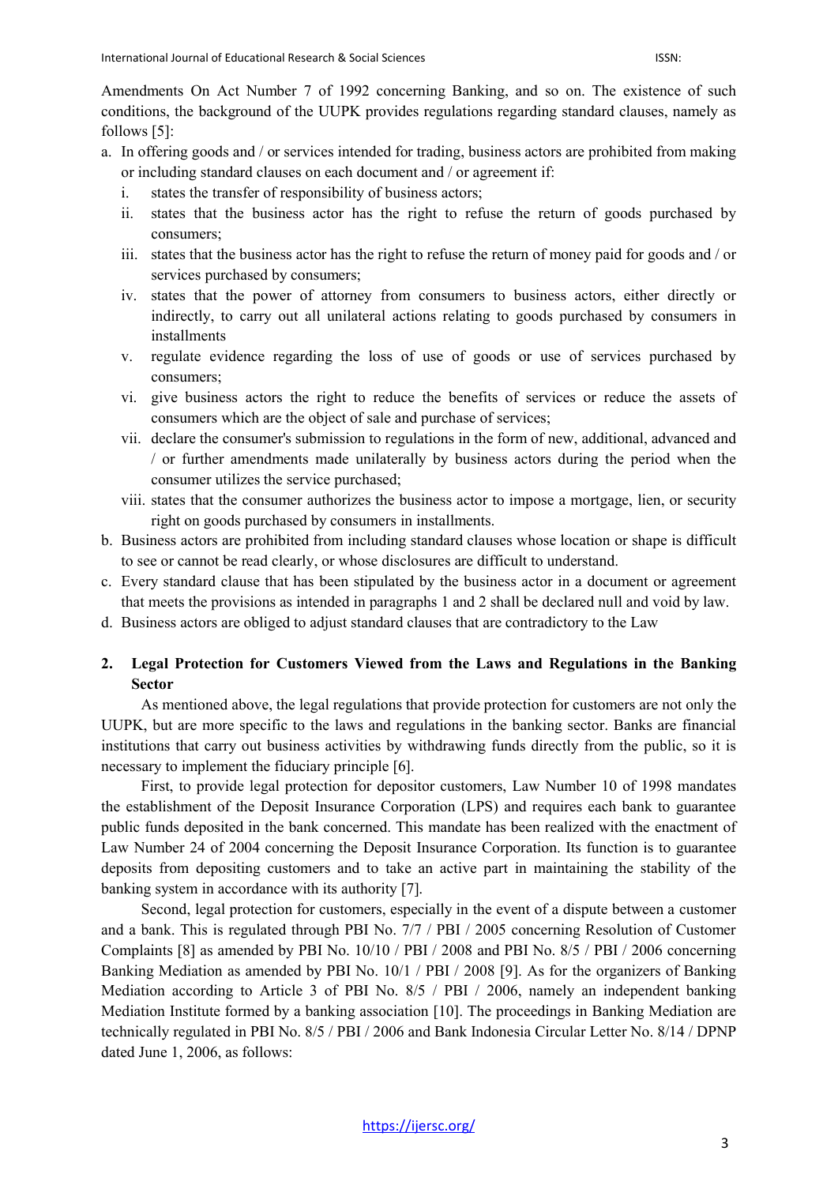Amendments On Act Number 7 of 1992 concerning Banking, and so on. The existence of such conditions, the background of the UUPK provides regulations regarding standard clauses, namely as follows [5]:

a. In offering goods and / or services intended for trading, business actors are prohibited from making or including standard clauses on each document and / or agreement if:
   i. states the transfer of responsibility of business actors;
   ii. states that the business actor has the right to refuse the return of goods purchased by consumers;
   iii. states that the business actor has the right to refuse the return of money paid for goods and / or services purchased by consumers;
   iv. states that the power of attorney from consumers to business actors, either directly or indirectly, to carry out all unilateral actions relating to goods purchased by consumers in installments
   v. regulate evidence regarding the loss of use of goods or use of services purchased by consumers;
   vi. give business actors the right to reduce the benefits of services or reduce the assets of consumers which are the object of sale and purchase of services;
   vii. declare the consumer's submission to regulations in the form of new, additional, advanced and / or further amendments made unilaterally by business actors during the period when the consumer utilizes the service purchased;
   viii. states that the consumer authorizes the business actor to impose a mortgage, lien, or security right on goods purchased by consumers in installments.
b. Business actors are prohibited from including standard clauses whose location or shape is difficult to see or cannot be read clearly, or whose disclosures are difficult to understand.
c. Every standard clause that has been stipulated by the business actor in a document or agreement that meets the provisions as intended in paragraphs 1 and 2 shall be declared null and void by law.
d. Business actors are obliged to adjust standard clauses that are contradictory to the Law

## 2. Legal Protection for Customers Viewed from the Laws and Regulations in the Banking Sector

As mentioned above, the legal regulations that provide protection for customers are not only the UUPK, but are more specific to the laws and regulations in the banking sector. Banks are financial institutions that carry out business activities by withdrawing funds directly from the public, so it is necessary to implement the fiduciary principle [6].

First, to provide legal protection for depositor customers, Law Number 10 of 1998 mandates the establishment of the Deposit Insurance Corporation (LPS) and requires each bank to guarantee public funds deposited in the bank concerned. This mandate has been realized with the enactment of Law Number 24 of 2004 concerning the Deposit Insurance Corporation. Its function is to guarantee deposits from depositing customers and to take an active part in maintaining the stability of the banking system in accordance with its authority [7].

Second, legal protection for customers, especially in the event of a dispute between a customer and a bank. This is regulated through PBI No. 7/7 / PBI / 2005 concerning Resolution of Customer Complaints [8] as amended by PBI No. 10/10 / PBI / 2008 and PBI No. 8/5 / PBI / 2006 concerning Banking Mediation as amended by PBI No. 10/1 / PBI / 2008 [9]. As for the organizers of Banking Mediation according to Article 3 of PBI No. 8/5 / PBI / 2006, namely an independent banking Mediation Institute formed by a banking association [10]. The proceedings in Banking Mediation are technically regulated in PBI No. 8/5 / PBI / 2006 and Bank Indonesia Circular Letter No. 8/14 / DPNP dated June 1, 2006, as follows: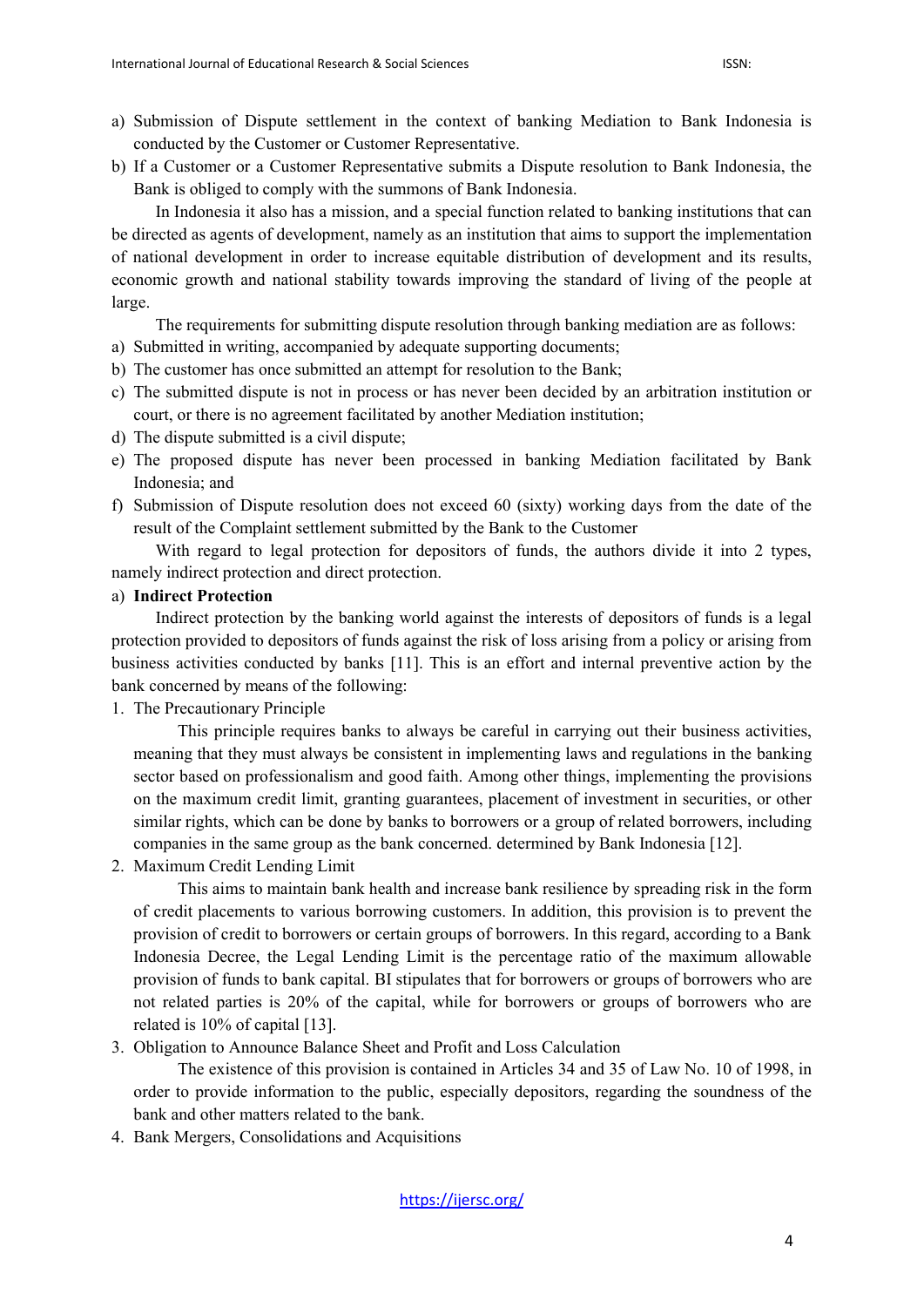a) Submission of Dispute settlement in the context of banking Mediation to Bank Indonesia is conducted by the Customer or Customer Representative.
b) If a Customer or a Customer Representative submits a Dispute resolution to Bank Indonesia, the Bank is obliged to comply with the summons of Bank Indonesia.

In Indonesia it also has a mission, and a special function related to banking institutions that can be directed as agents of development, namely as an institution that aims to support the implementation of national development in order to increase equitable distribution of development and its results, economic growth and national stability towards improving the standard of living of the people at large.

The requirements for submitting dispute resolution through banking mediation are as follows:

a) Submitted in writing, accompanied by adequate supporting documents;
b) The customer has once submitted an attempt for resolution to the Bank;
c) The submitted dispute is not in process or has never been decided by an arbitration institution or court, or there is no agreement facilitated by another Mediation institution;
d) The dispute submitted is a civil dispute;
e) The proposed dispute has never been processed in banking Mediation facilitated by Bank Indonesia; and
f) Submission of Dispute resolution does not exceed 60 (sixty) working days from the date of the result of the Complaint settlement submitted by the Bank to the Customer

With regard to legal protection for depositors of funds, the authors divide it into 2 types, namely indirect protection and direct protection.

a) **Indirect Protection**

Indirect protection by the banking world against the interests of depositors of funds is a legal protection provided to depositors of funds against the risk of loss arising from a policy or arising from business activities conducted by banks [11]. This is an effort and internal preventive action by the bank concerned by means of the following:

1. The Precautionary Principle

   This principle requires banks to always be careful in carrying out their business activities, meaning that they must always be consistent in implementing laws and regulations in the banking sector based on professionalism and good faith. Among other things, implementing the provisions on the maximum credit limit, granting guarantees, placement of investment in securities, or other similar rights, which can be done by banks to borrowers or a group of related borrowers, including companies in the same group as the bank concerned. determined by Bank Indonesia [12].

2. Maximum Credit Lending Limit

   This aims to maintain bank health and increase bank resilience by spreading risk in the form of credit placements to various borrowing customers. In addition, this provision is to prevent the provision of credit to borrowers or certain groups of borrowers. In this regard, according to a Bank Indonesia Decree, the Legal Lending Limit is the percentage ratio of the maximum allowable provision of funds to bank capital. BI stipulates that for borrowers or groups of borrowers who are not related parties is 20% of the capital, while for borrowers or groups of borrowers who are related is 10% of capital [13].

3. Obligation to Announce Balance Sheet and Profit and Loss Calculation

   The existence of this provision is contained in Articles 34 and 35 of Law No. 10 of 1998, in order to provide information to the public, especially depositors, regarding the soundness of the bank and other matters related to the bank.

4. Bank Mergers, Consolidations and Acquisitions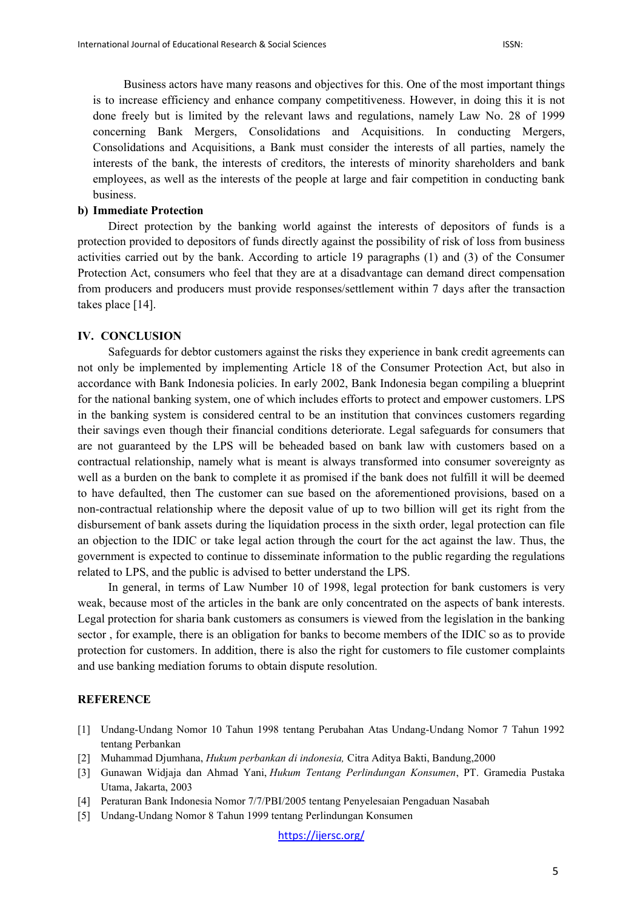Business actors have many reasons and objectives for this. One of the most important things is to increase efficiency and enhance company competitiveness. However, in doing this it is not done freely but is limited by the relevant laws and regulations, namely Law No. 28 of 1999 concerning Bank Mergers, Consolidations and Acquisitions. In conducting Mergers, Consolidations and Acquisitions, a Bank must consider the interests of all parties, namely the interests of the bank, the interests of creditors, the interests of minority shareholders and bank employees, as well as the interests of the people at large and fair competition in conducting bank business.

**b) Immediate Protection**

Direct protection by the banking world against the interests of depositors of funds is a protection provided to depositors of funds directly against the possibility of risk of loss from business activities carried out by the bank. According to article 19 paragraphs (1) and (3) of the Consumer Protection Act, consumers who feel that they are at a disadvantage can demand direct compensation from producers and producers must provide responses/settlement within 7 days after the transaction takes place [14].

## IV. CONCLUSION

Safeguards for debtor customers against the risks they experience in bank credit agreements can not only be implemented by implementing Article 18 of the Consumer Protection Act, but also in accordance with Bank Indonesia policies. In early 2002, Bank Indonesia began compiling a blueprint for the national banking system, one of which includes efforts to protect and empower customers. LPS in the banking system is considered central to be an institution that convinces customers regarding their savings even though their financial conditions deteriorate. Legal safeguards for consumers that are not guaranteed by the LPS will be beheaded based on bank law with customers based on a contractual relationship, namely what is meant is always transformed into consumer sovereignty as well as a burden on the bank to complete it as promised if the bank does not fulfill it will be deemed to have defaulted, then The customer can sue based on the aforementioned provisions, based on a non-contractual relationship where the deposit value of up to two billion will get its right from the disbursement of bank assets during the liquidation process in the sixth order, legal protection can file an objection to the IDIC or take legal action through the court for the act against the law. Thus, the government is expected to continue to disseminate information to the public regarding the regulations related to LPS, and the public is advised to better understand the LPS.

In general, in terms of Law Number 10 of 1998, legal protection for bank customers is very weak, because most of the articles in the bank are only concentrated on the aspects of bank interests. Legal protection for sharia bank customers as consumers is viewed from the legislation in the banking sector , for example, there is an obligation for banks to become members of the IDIC so as to provide protection for customers. In addition, there is also the right for customers to file customer complaints and use banking mediation forums to obtain dispute resolution.

## REFERENCE

[1] Undang-Undang Nomor 10 Tahun 1998 tentang Perubahan Atas Undang-Undang Nomor 7 Tahun 1992 tentang Perbankan

[2] Muhammad Djumhana, *Hukum perbankan di indonesia,* Citra Aditya Bakti, Bandung,2000

[3] Gunawan Widjaja dan Ahmad Yani, *Hukum Tentang Perlindungan Konsumen*, PT. Gramedia Pustaka Utama, Jakarta, 2003

[4] Peraturan Bank Indonesia Nomor 7/7/PBI/2005 tentang Penyelesaian Pengaduan Nasabah

[5] Undang-Undang Nomor 8 Tahun 1999 tentang Perlindungan Konsumen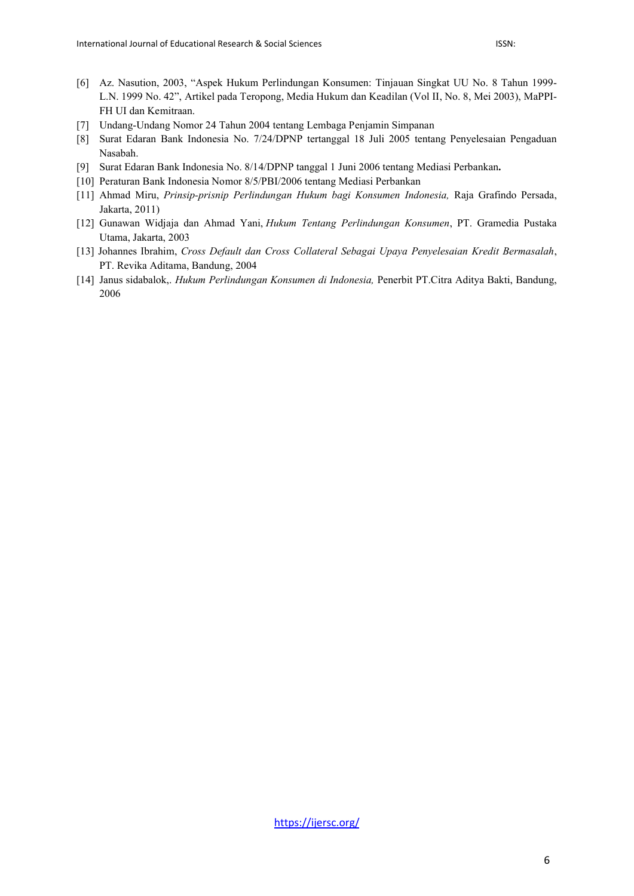[6] Az. Nasution, 2003, "Aspek Hukum Perlindungan Konsumen: Tinjauan Singkat UU No. 8 Tahun 1999-L.N. 1999 No. 42", Artikel pada Teropong, Media Hukum dan Keadilan (Vol II, No. 8, Mei 2003), MaPPI-FH UI dan Kemitraan.

[7] Undang-Undang Nomor 24 Tahun 2004 tentang Lembaga Penjamin Simpanan

[8] Surat Edaran Bank Indonesia No. 7/24/DPNP tertanggal 18 Juli 2005 tentang Penyelesaian Pengaduan Nasabah.

[9] Surat Edaran Bank Indonesia No. 8/14/DPNP tanggal 1 Juni 2006 tentang Mediasi Perbankan**.**

[10] Peraturan Bank Indonesia Nomor 8/5/PBI/2006 tentang Mediasi Perbankan

[11] Ahmad Miru, *Prinsip-prisnip Perlindungan Hukum bagi Konsumen Indonesia,* Raja Grafindo Persada, Jakarta, 2011)

[12] Gunawan Widjaja dan Ahmad Yani, *Hukum Tentang Perlindungan Konsumen*, PT. Gramedia Pustaka Utama, Jakarta, 2003

[13] Johannes Ibrahim, *Cross Default dan Cross Collateral Sebagai Upaya Penyelesaian Kredit Bermasalah*, PT. Revika Aditama, Bandung, 2004

[14] Janus sidabalok,. *Hukum Perlindungan Konsumen di Indonesia,* Penerbit PT.Citra Aditya Bakti, Bandung, 2006